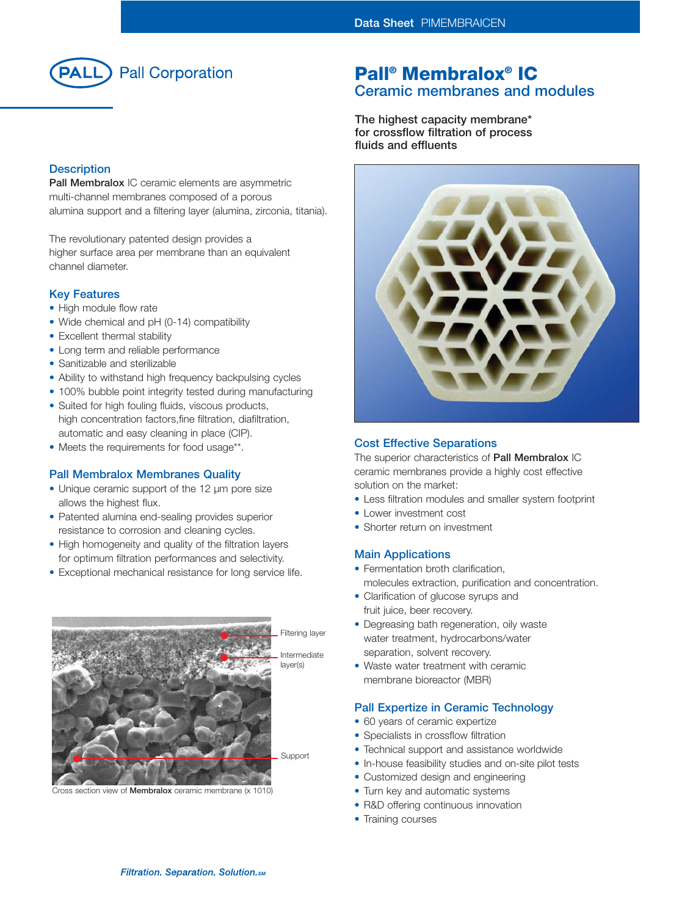Data Sheet PIMEMBRAICEN

Pall Corporation

# Pall® Membralox® IC

## Ceramic membranes and modules

**The highest capacity membrane* for crossflow filtration of process fluids and effluents**

### Description

**Pall Membralox** IC ceramic elements are asymmetric multi-channel membranes composed of a porous alumina support and a filtering layer (alumina, zirconia, titania).

The revolutionary patented design provides a higher surface area per membrane than an equivalent channel diameter.

### Key Features

- High module flow rate
- Wide chemical and pH (0-14) compatibility
- Excellent thermal stability
- Long term and reliable performance
- Sanitizable and sterilizable
- Ability to withstand high frequency backpulsing cycles
- 100% bubble point integrity tested during manufacturing
- Suited for high fouling fluids, viscous products, high concentration factors,fine filtration, diafiltration, automatic and easy cleaning in place (CIP).
- Meets the requirements for food usage**.

### Pall Membralox Membranes Quality

- Unique ceramic support of the 12 µm pore size allows the highest flux.
- Patented alumina end-sealing provides superior resistance to corrosion and cleaning cycles.
- High homogeneity and quality of the filtration layers for optimum filtration performances and selectivity.
- Exceptional mechanical resistance for long service life.

Filtering layer

Intermediate layer(s)

Support

Cross section view of **Membralox** ceramic membrane (x 1010)

### Cost Effective Separations

The superior characteristics of **Pall Membralox** IC ceramic membranes provide a highly cost effective solution on the market:

- Less filtration modules and smaller system footprint
- Lower investment cost
- Shorter return on investment

### Main Applications

- Fermentation broth clarification, molecules extraction, purification and concentration.
- Clarification of glucose syrups and fruit juice, beer recovery.
- Degreasing bath regeneration, oily waste water treatment, hydrocarbons/water separation, solvent recovery.
- Waste water treatment with ceramic membrane bioreactor (MBR)

### Pall Expertize in Ceramic Technology

- 60 years of ceramic expertize
- Specialists in crossflow filtration
- Technical support and assistance worldwide
- In-house feasibility studies and on-site pilot tests
- Customized design and engineering
- Turn key and automatic systems
- R&D offering continuous innovation
- Training courses

*Filtration. Separation. Solution.*SM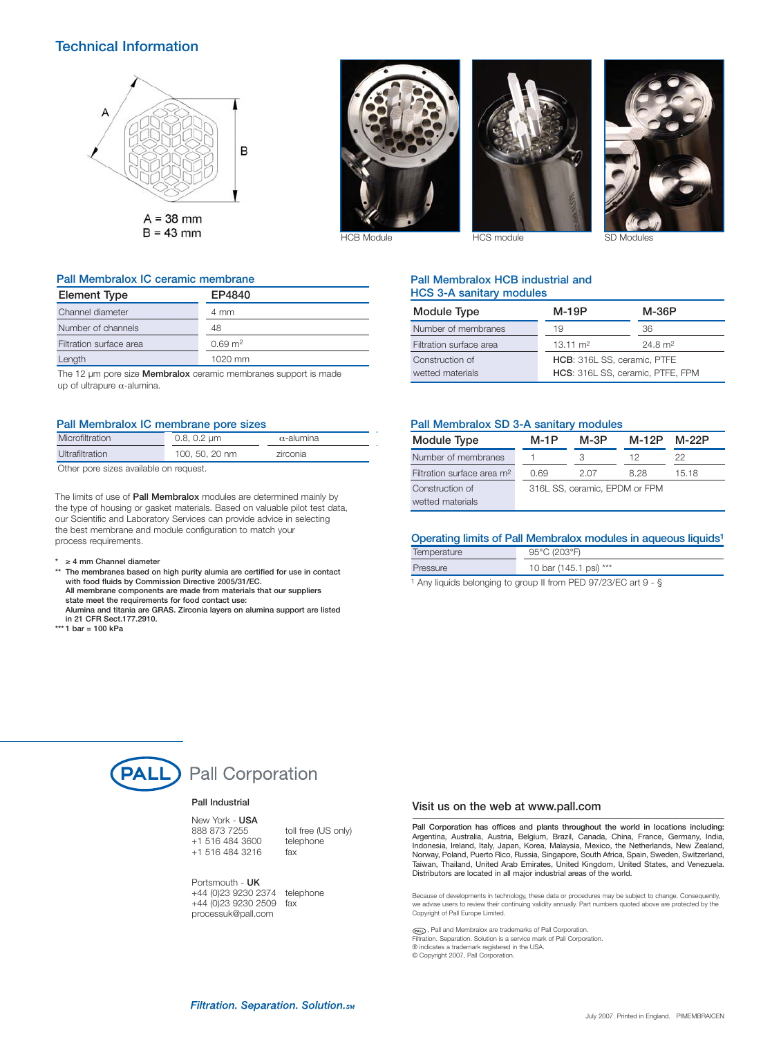## Technical Information

A = 38 mm
B = 43 mm

HCB Module

HCS module

SD Modules

### Pall Membralox IC ceramic membrane

| Element Type | EP4840 |
|---|---|
| Channel diameter | 4 mm |
| Number of channels | 48 |
| Filtration surface area | 0.69 m$^2$ |
| Length | 1020 mm |

The 12 µm pore size **Membralox** ceramic membranes support is made up of ultrapure α-alumina.

### Pall Membralox IC membrane pore sizes

| | | |
|---|---|---|
| Microfiltration | 0.8, 0.2 µm | α-alumina |
| Ultrafiltration | 100, 50, 20 nm | zirconia |

Other pore sizes available on request.

The limits of use of **Pall Membralox** modules are determined mainly by the type of housing or gasket materials. Based on valuable pilot test data, our Scientific and Laboratory Services can provide advice in selecting the best membrane and module configuration to match your process requirements.

\* ≥ 4 mm Channel diameter

\*\* The membranes based on high purity alumia are certified for use in contact with food fluids by Commission Directive 2005/31/EC.
All membrane components are made from materials that our suppliers state meet the requirements for food contact use:
Alumina and titania are GRAS. Zirconia layers on alumina support are listed in 21 CFR Sect.177.2910.

\*\*\* 1 bar = 100 kPa

### Pall Membralox HCB industrial and HCS 3-A sanitary modules

| Module Type | M-19P | M-36P |
|---|---|---|
| Number of membranes | 19 | 36 |
| Filtration surface area | 13.11 m$^2$ | 24.8 m$^2$ |
| Construction of wetted materials | **HCB**: 316L SS, ceramic, PTFE<br>**HCS**: 316L SS, ceramic, PTFE, FPM | |

### Pall Membralox SD 3-A sanitary modules

| Module Type | M-1P | M-3P | M-12P | M-22P |
|---|---|---|---|---|
| Number of membranes | 1 | 3 | 12 | 22 |
| Filtration surface area m$^2$ | 0.69 | 2.07 | 8.28 | 15.18 |
| Construction of wetted materials | 316L SS, ceramic, EPDM or FPM | | | |

### Operating limits of Pall Membralox modules in aqueous liquids[1]

| | |
|---|---|
| Temperature | 95°C (203°F) |
| Pressure | 10 bar (145.1 psi) \*\*\* |

[1] Any liquids belonging to group II from PED 97/23/EC art 9 - §

**Pall Corporation**

**Pall Industrial**

New York - **USA**
888 873 7255 toll free (US only)
+1 516 484 3600 telephone
+1 516 484 3216 fax

Portsmouth - **UK**
+44 (0)23 9230 2374 telephone
+44 (0)23 9230 2509 fax
processuk@pall.com

Visit us on the web at www.pall.com

Pall Corporation has offices and plants throughout the world in locations including: Argentina, Australia, Austria, Belgium, Brazil, Canada, China, France, Germany, India, Indonesia, Ireland, Italy, Japan, Korea, Malaysia, Mexico, the Netherlands, New Zealand, Norway, Poland, Puerto Rico, Russia, Singapore, South Africa, Spain, Sweden, Switzerland, Taiwan, Thailand, United Arab Emirates, United Kingdom, United States, and Venezuela. Distributors are located in all major industrial areas of the world.

Because of developments in technology, these data or procedures may be subject to change. Consequently, we advise users to review their continuing validity annually. Part numbers quoted above are protected by the Copyright of Pall Europe Limited.

PALL, Pall and Membralox are trademarks of Pall Corporation.
Filtration. Separation. Solution is a service mark of Pall Corporation.
® indicates a trademark registered in the USA.
© Copyright 2007, Pall Corporation.

*Filtration. Separation. Solution.SM*

July 2007. Printed in England. PIMEMBRAICEN